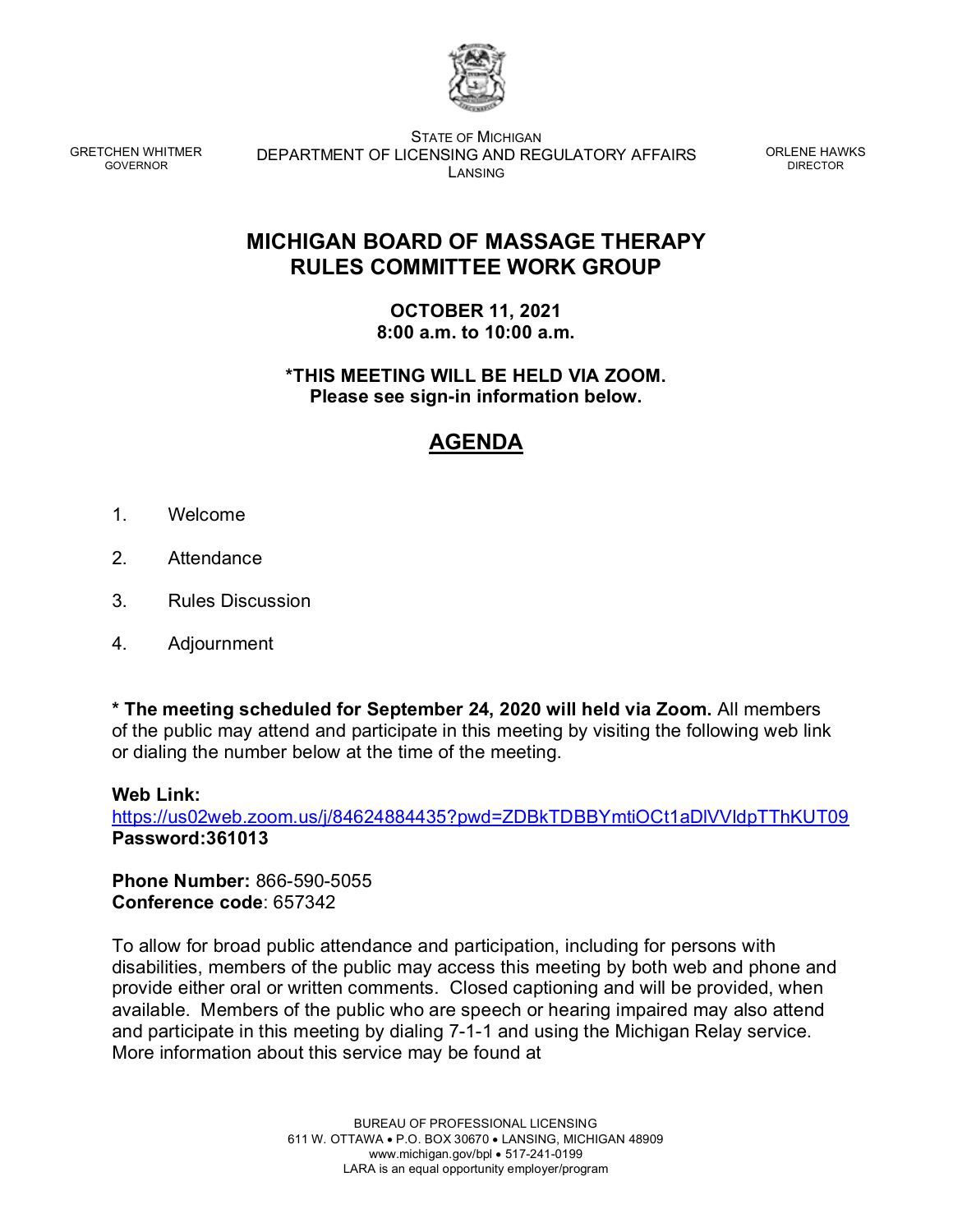GRETCHEN WHITMER
GOVERNOR

STATE OF MICHIGAN
DEPARTMENT OF LICENSING AND REGULATORY AFFAIRS
LANSING

ORLENE HAWKS
DIRECTOR

# MICHIGAN BOARD OF MASSAGE THERAPY
# RULES COMMITTEE WORK GROUP

**OCTOBER 11, 2021**
**8:00 a.m. to 10:00 a.m.**

**\*THIS MEETING WILL BE HELD VIA ZOOM.**
**Please see sign-in information below.**

## AGENDA

1. Welcome
2. Attendance
3. Rules Discussion
4. Adjournment

**\* The meeting scheduled for September 24, 2020 will held via Zoom.** All members of the public may attend and participate in this meeting by visiting the following web link or dialing the number below at the time of the meeting.

**Web Link:**
https://us02web.zoom.us/j/84624884435?pwd=ZDBkTDBBYmtiOCt1aDlVVldpTThKUT09
**Password:361013**

**Phone Number:** 866-590-5055
**Conference code**: 657342

To allow for broad public attendance and participation, including for persons with disabilities, members of the public may access this meeting by both web and phone and provide either oral or written comments. Closed captioning and will be provided, when available. Members of the public who are speech or hearing impaired may also attend and participate in this meeting by dialing 7-1-1 and using the Michigan Relay service. More information about this service may be found at

BUREAU OF PROFESSIONAL LICENSING
611 W. OTTAWA • P.O. BOX 30670 • LANSING, MICHIGAN 48909
www.michigan.gov/bpl • 517-241-0199
LARA is an equal opportunity employer/program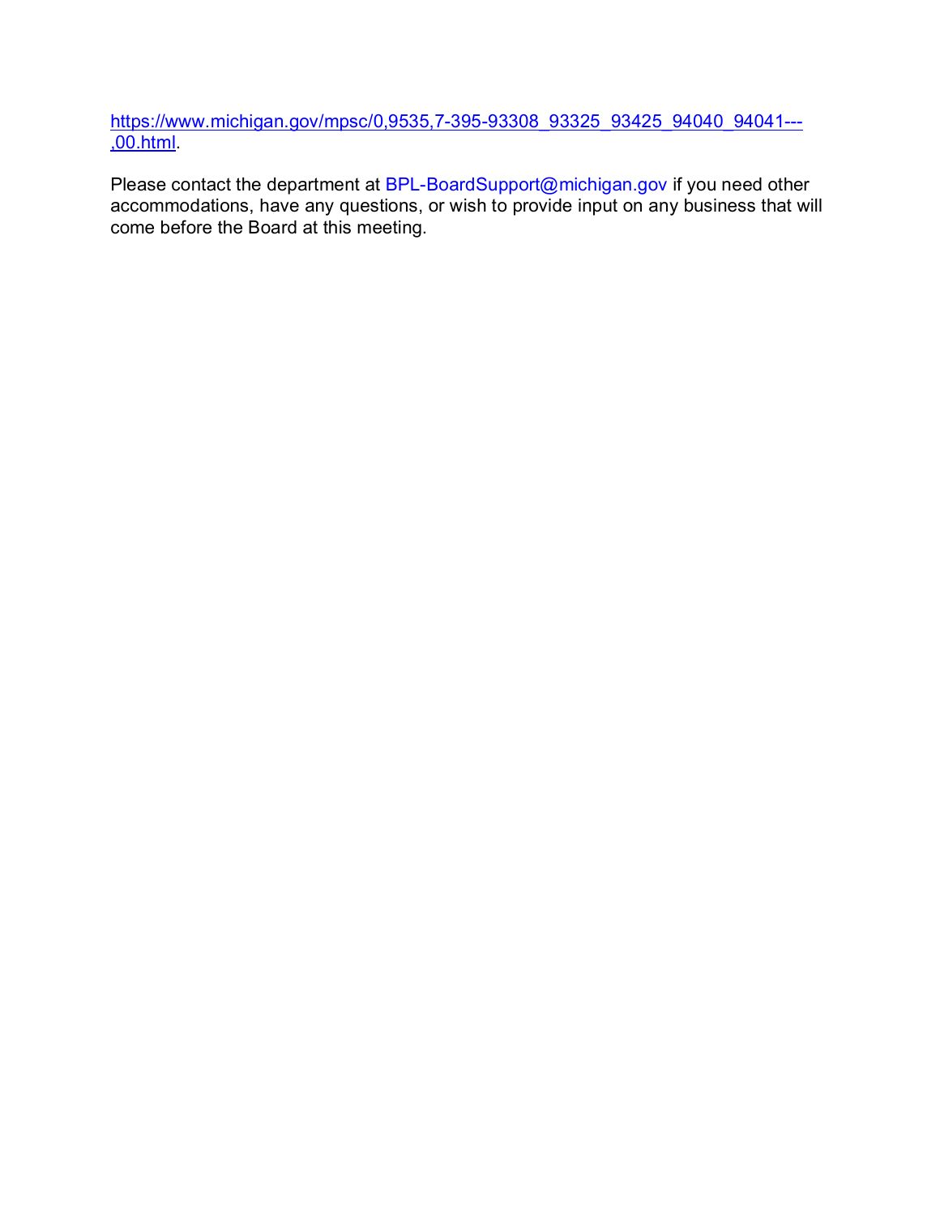https://www.michigan.gov/mpsc/0,9535,7-395-93308_93325_93425_94040_94041---,00.html.

Please contact the department at BPL-BoardSupport@michigan.gov if you need other accommodations, have any questions, or wish to provide input on any business that will come before the Board at this meeting.